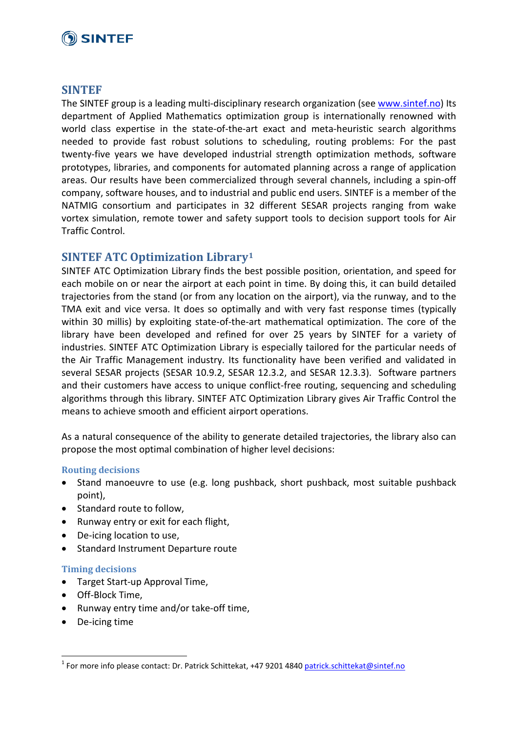## SINTEF

The SINTEF group is a leading multi-disciplinary research organization (see www.sintef.no) Its department of Applied Mathematics optimization group is internationally renowned with world class expertise in the state-of-the-art exact and meta-heuristic search algorithms needed to provide fast robust solutions to scheduling, routing problems: For the past twenty-five years we have developed industrial strength optimization methods, software prototypes, libraries, and components for automated planning across a range of application areas. Our results have been commercialized through several channels, including a spin-off company, software houses, and to industrial and public end users. SINTEF is a member of the NATMIG consortium and participates in 32 different SESAR projects ranging from wake vortex simulation, remote tower and safety support tools to decision support tools for Air Traffic Control.

## SINTEF ATC Optimization Library[1]

SINTEF ATC Optimization Library finds the best possible position, orientation, and speed for each mobile on or near the airport at each point in time. By doing this, it can build detailed trajectories from the stand (or from any location on the airport), via the runway, and to the TMA exit and vice versa. It does so optimally and with very fast response times (typically within 30 millis) by exploiting state-of-the-art mathematical optimization. The core of the library have been developed and refined for over 25 years by SINTEF for a variety of industries. SINTEF ATC Optimization Library is especially tailored for the particular needs of the Air Traffic Management industry. Its functionality have been verified and validated in several SESAR projects (SESAR 10.9.2, SESAR 12.3.2, and SESAR 12.3.3). Software partners and their customers have access to unique conflict-free routing, sequencing and scheduling algorithms through this library. SINTEF ATC Optimization Library gives Air Traffic Control the means to achieve smooth and efficient airport operations.

As a natural consequence of the ability to generate detailed trajectories, the library also can propose the most optimal combination of higher level decisions:

### Routing decisions

- Stand manoeuvre to use (e.g. long pushback, short pushback, most suitable pushback point),
- Standard route to follow,
- Runway entry or exit for each flight,
- De-icing location to use,
- Standard Instrument Departure route

### Timing decisions

- Target Start-up Approval Time,
- Off-Block Time,
- Runway entry time and/or take-off time,
- De-icing time

---

[1] For more info please contact: Dr. Patrick Schittekat, +47 9201 4840 patrick.schittekat@sintef.no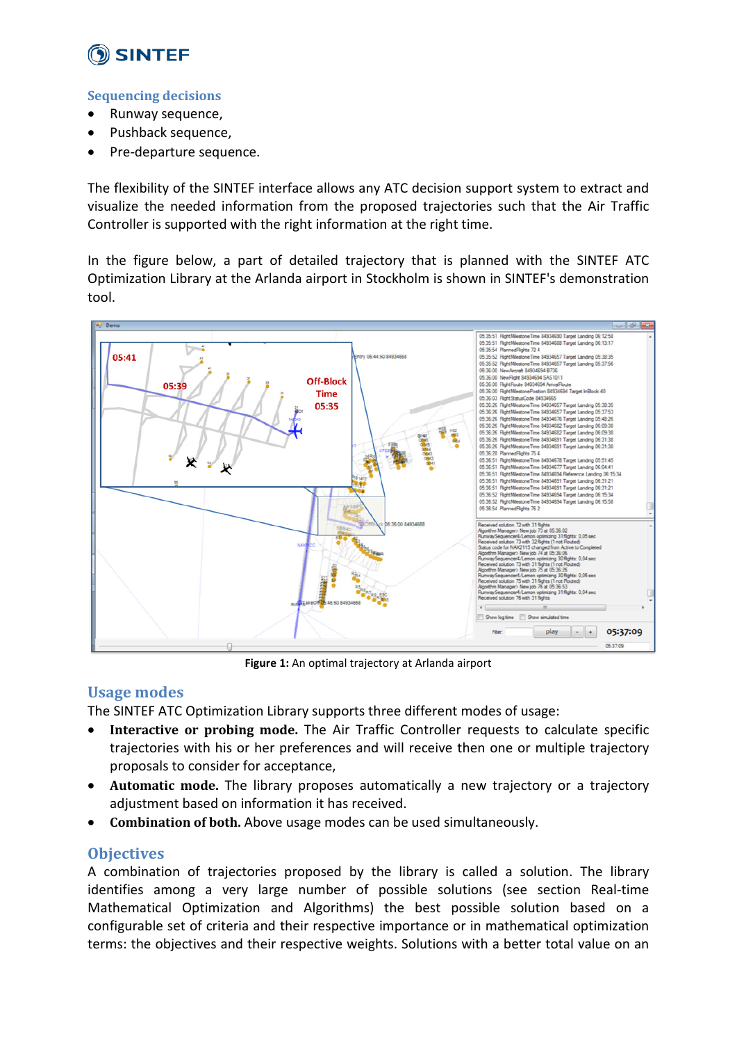### Sequencing decisions

- Runway sequence,
- Pushback sequence,
- Pre-departure sequence.

The flexibility of the SINTEF interface allows any ATC decision support system to extract and visualize the needed information from the proposed trajectories such that the Air Traffic Controller is supported with the right information at the right time.

In the figure below, a part of detailed trajectory that is planned with the SINTEF ATC Optimization Library at the Arlanda airport in Stockholm is shown in SINTEF's demonstration tool.

**Figure 1:** An optimal trajectory at Arlanda airport

## Usage modes

The SINTEF ATC Optimization Library supports three different modes of usage:

- **Interactive or probing mode.** The Air Traffic Controller requests to calculate specific trajectories with his or her preferences and will receive then one or multiple trajectory proposals to consider for acceptance,
- **Automatic mode.** The library proposes automatically a new trajectory or a trajectory adjustment based on information it has received.
- **Combination of both.** Above usage modes can be used simultaneously.

## Objectives

A combination of trajectories proposed by the library is called a solution. The library identifies among a very large number of possible solutions (see section Real-time Mathematical Optimization and Algorithms) the best possible solution based on a configurable set of criteria and their respective importance or in mathematical optimization terms: the objectives and their respective weights. Solutions with a better total value on an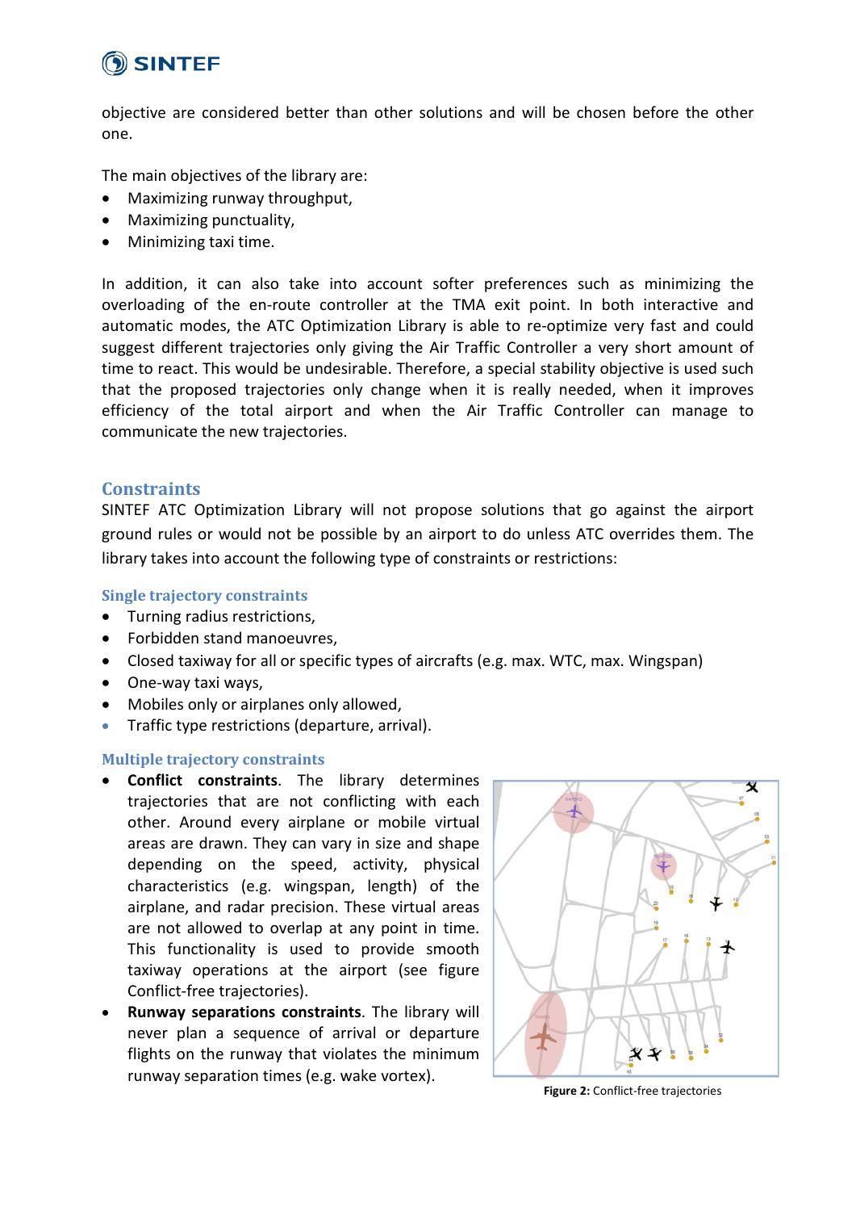objective are considered better than other solutions and will be chosen before the other one.

The main objectives of the library are:

- Maximizing runway throughput,
- Maximizing punctuality,
- Minimizing taxi time.

In addition, it can also take into account softer preferences such as minimizing the overloading of the en-route controller at the TMA exit point. In both interactive and automatic modes, the ATC Optimization Library is able to re-optimize very fast and could suggest different trajectories only giving the Air Traffic Controller a very short amount of time to react. This would be undesirable. Therefore, a special stability objective is used such that the proposed trajectories only change when it is really needed, when it improves efficiency of the total airport and when the Air Traffic Controller can manage to communicate the new trajectories.

## Constraints

SINTEF ATC Optimization Library will not propose solutions that go against the airport ground rules or would not be possible by an airport to do unless ATC overrides them. The library takes into account the following type of constraints or restrictions:

### Single trajectory constraints

- Turning radius restrictions,
- Forbidden stand manoeuvres,
- Closed taxiway for all or specific types of aircrafts (e.g. max. WTC, max. Wingspan)
- One-way taxi ways,
- Mobiles only or airplanes only allowed,
- Traffic type restrictions (departure, arrival).

### Multiple trajectory constraints

- **Conflict constraints**. The library determines trajectories that are not conflicting with each other. Around every airplane or mobile virtual areas are drawn. They can vary in size and shape depending on the speed, activity, physical characteristics (e.g. wingspan, length) of the airplane, and radar precision. These virtual areas are not allowed to overlap at any point in time. This functionality is used to provide smooth taxiway operations at the airport (see figure Conflict-free trajectories).
- **Runway separations constraints**. The library will never plan a sequence of arrival or departure flights on the runway that violates the minimum runway separation times (e.g. wake vortex).

**Figure 2:** Conflict-free trajectories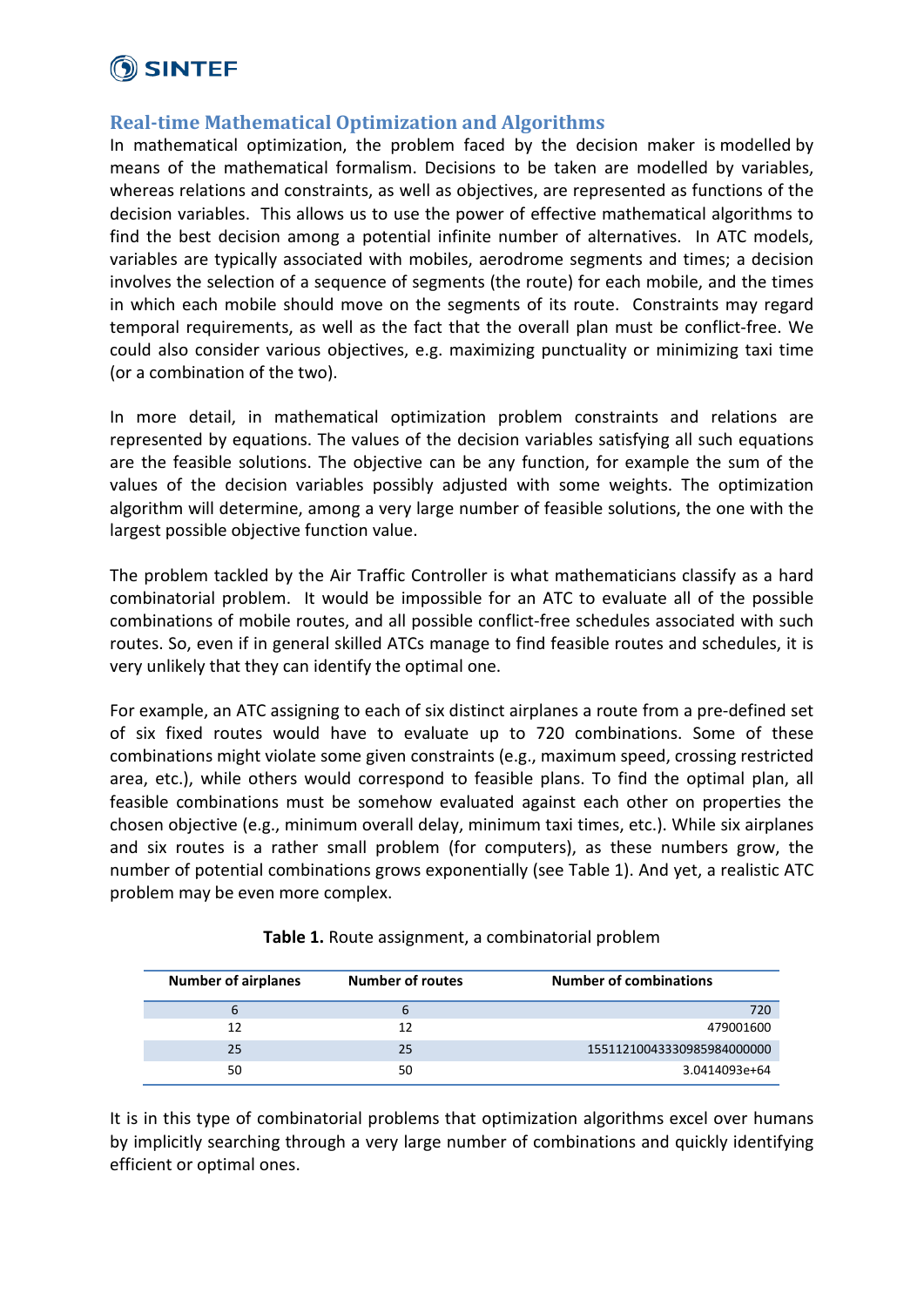## Real-time Mathematical Optimization and Algorithms

In mathematical optimization, the problem faced by the decision maker is modelled by means of the mathematical formalism. Decisions to be taken are modelled by variables, whereas relations and constraints, as well as objectives, are represented as functions of the decision variables. This allows us to use the power of effective mathematical algorithms to find the best decision among a potential infinite number of alternatives. In ATC models, variables are typically associated with mobiles, aerodrome segments and times; a decision involves the selection of a sequence of segments (the route) for each mobile, and the times in which each mobile should move on the segments of its route. Constraints may regard temporal requirements, as well as the fact that the overall plan must be conflict-free. We could also consider various objectives, e.g. maximizing punctuality or minimizing taxi time (or a combination of the two).

In more detail, in mathematical optimization problem constraints and relations are represented by equations. The values of the decision variables satisfying all such equations are the feasible solutions. The objective can be any function, for example the sum of the values of the decision variables possibly adjusted with some weights. The optimization algorithm will determine, among a very large number of feasible solutions, the one with the largest possible objective function value.

The problem tackled by the Air Traffic Controller is what mathematicians classify as a hard combinatorial problem. It would be impossible for an ATC to evaluate all of the possible combinations of mobile routes, and all possible conflict-free schedules associated with such routes. So, even if in general skilled ATCs manage to find feasible routes and schedules, it is very unlikely that they can identify the optimal one.

For example, an ATC assigning to each of six distinct airplanes a route from a pre-defined set of six fixed routes would have to evaluate up to 720 combinations. Some of these combinations might violate some given constraints (e.g., maximum speed, crossing restricted area, etc.), while others would correspond to feasible plans. To find the optimal plan, all feasible combinations must be somehow evaluated against each other on properties the chosen objective (e.g., minimum overall delay, minimum taxi times, etc.). While six airplanes and six routes is a rather small problem (for computers), as these numbers grow, the number of potential combinations grows exponentially (see Table 1). And yet, a realistic ATC problem may be even more complex.

**Table 1.** Route assignment, a combinatorial problem

| Number of airplanes | Number of routes | Number of combinations |
|---|---|---|
| 6 | 6 | 720 |
| 12 | 12 | 479001600 |
| 25 | 25 | 15511210043330985984000000 |
| 50 | 50 | 3.0414093e+64 |

It is in this type of combinatorial problems that optimization algorithms excel over humans by implicitly searching through a very large number of combinations and quickly identifying efficient or optimal ones.